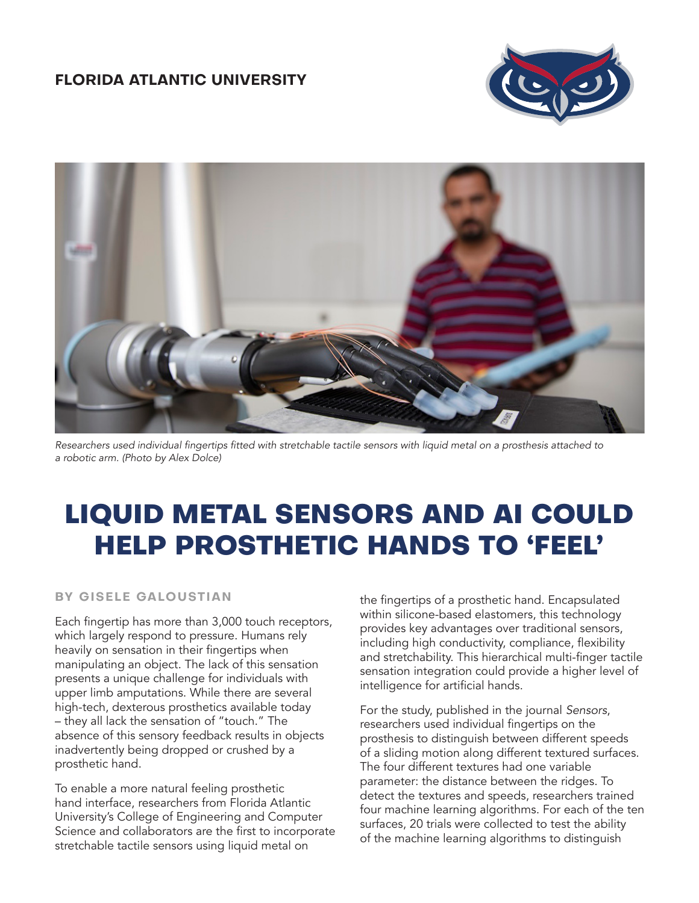**FLORIDA ATLANTIC UNIVERSITY**

*Researchers used individual fingertips fitted with stretchable tactile sensors with liquid metal on a prosthesis attached to a robotic arm. (Photo by Alex Dolce)*

# LIQUID METAL SENSORS AND AI COULD HELP PROSTHETIC HANDS TO 'FEEL'

**BY GISELE GALOUSTIAN**

Each fingertip has more than 3,000 touch receptors, which largely respond to pressure. Humans rely heavily on sensation in their fingertips when manipulating an object. The lack of this sensation presents a unique challenge for individuals with upper limb amputations. While there are several high-tech, dexterous prosthetics available today – they all lack the sensation of "touch." The absence of this sensory feedback results in objects inadvertently being dropped or crushed by a prosthetic hand.

To enable a more natural feeling prosthetic hand interface, researchers from Florida Atlantic University's College of Engineering and Computer Science and collaborators are the first to incorporate stretchable tactile sensors using liquid metal on the fingertips of a prosthetic hand. Encapsulated within silicone-based elastomers, this technology provides key advantages over traditional sensors, including high conductivity, compliance, flexibility and stretchability. This hierarchical multi-finger tactile sensation integration could provide a higher level of intelligence for artificial hands.

For the study, published in the journal *Sensors*, researchers used individual fingertips on the prosthesis to distinguish between different speeds of a sliding motion along different textured surfaces. The four different textures had one variable parameter: the distance between the ridges. To detect the textures and speeds, researchers trained four machine learning algorithms. For each of the ten surfaces, 20 trials were collected to test the ability of the machine learning algorithms to distinguish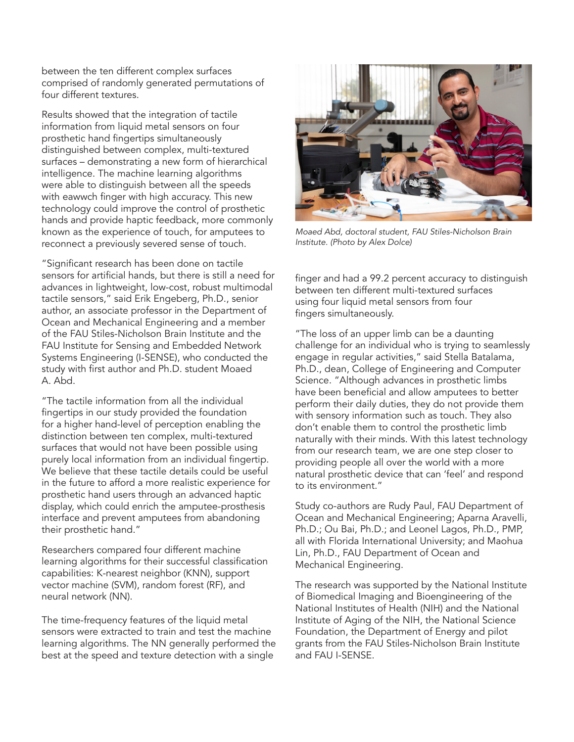between the ten different complex surfaces comprised of randomly generated permutations of four different textures.

Results showed that the integration of tactile information from liquid metal sensors on four prosthetic hand fingertips simultaneously distinguished between complex, multi-textured surfaces – demonstrating a new form of hierarchical intelligence. The machine learning algorithms were able to distinguish between all the speeds with eawwch finger with high accuracy. This new technology could improve the control of prosthetic hands and provide haptic feedback, more commonly known as the experience of touch, for amputees to reconnect a previously severed sense of touch.

"Significant research has been done on tactile sensors for artificial hands, but there is still a need for advances in lightweight, low-cost, robust multimodal tactile sensors," said Erik Engeberg, Ph.D., senior author, an associate professor in the Department of Ocean and Mechanical Engineering and a member of the FAU Stiles-Nicholson Brain Institute and the FAU Institute for Sensing and Embedded Network Systems Engineering (I-SENSE), who conducted the study with first author and Ph.D. student Moaed A. Abd.

"The tactile information from all the individual fingertips in our study provided the foundation for a higher hand-level of perception enabling the distinction between ten complex, multi-textured surfaces that would not have been possible using purely local information from an individual fingertip. We believe that these tactile details could be useful in the future to afford a more realistic experience for prosthetic hand users through an advanced haptic display, which could enrich the amputee-prosthesis interface and prevent amputees from abandoning their prosthetic hand."

Researchers compared four different machine learning algorithms for their successful classification capabilities: K-nearest neighbor (KNN), support vector machine (SVM), random forest (RF), and neural network (NN).

The time-frequency features of the liquid metal sensors were extracted to train and test the machine learning algorithms. The NN generally performed the best at the speed and texture detection with a single finger and had a 99.2 percent accuracy to distinguish between ten different multi-textured surfaces using four liquid metal sensors from four fingers simultaneously.

*Moaed Abd, doctoral student, FAU Stiles-Nicholson Brain Institute. (Photo by Alex Dolce)*

"The loss of an upper limb can be a daunting challenge for an individual who is trying to seamlessly engage in regular activities," said Stella Batalama, Ph.D., dean, College of Engineering and Computer Science. "Although advances in prosthetic limbs have been beneficial and allow amputees to better perform their daily duties, they do not provide them with sensory information such as touch. They also don't enable them to control the prosthetic limb naturally with their minds. With this latest technology from our research team, we are one step closer to providing people all over the world with a more natural prosthetic device that can 'feel' and respond to its environment."

Study co-authors are Rudy Paul, FAU Department of Ocean and Mechanical Engineering; Aparna Aravelli, Ph.D.; Ou Bai, Ph.D.; and Leonel Lagos, Ph.D., PMP, all with Florida International University; and Maohua Lin, Ph.D., FAU Department of Ocean and Mechanical Engineering.

The research was supported by the National Institute of Biomedical Imaging and Bioengineering of the National Institutes of Health (NIH) and the National Institute of Aging of the NIH, the National Science Foundation, the Department of Energy and pilot grants from the FAU Stiles-Nicholson Brain Institute and FAU I-SENSE.